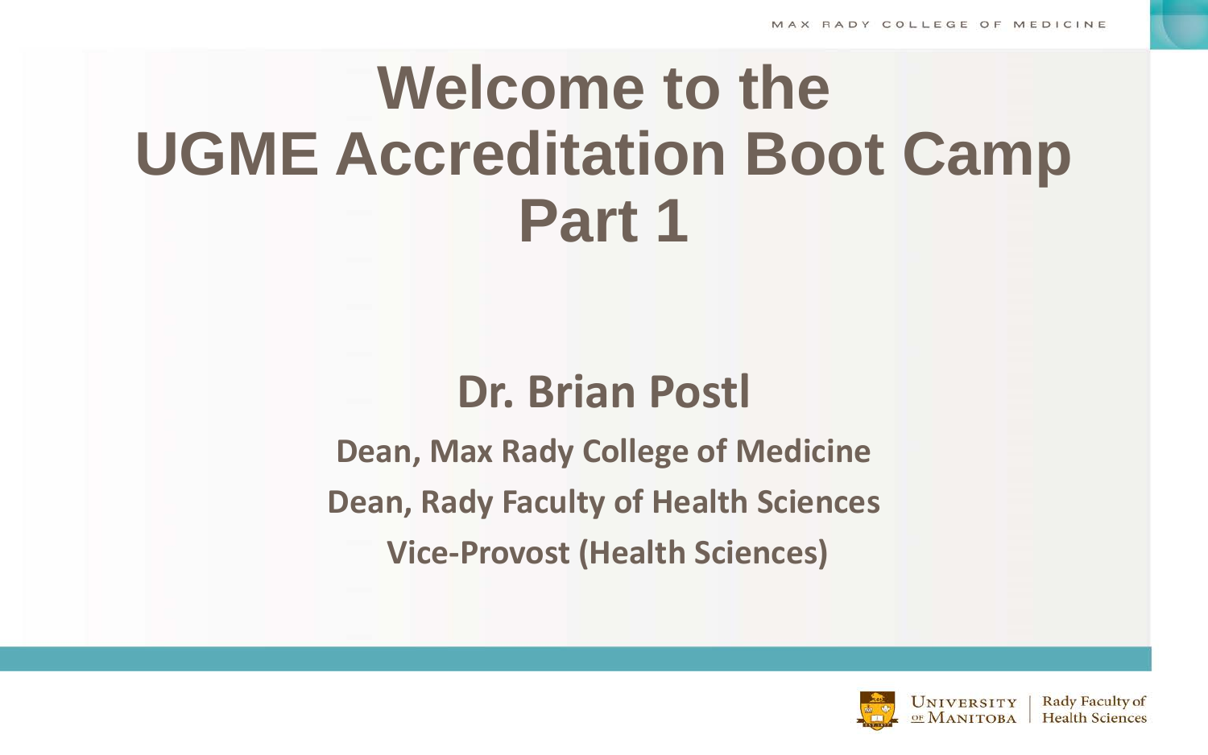# Welcome to the UGME Accreditation Boot Camp Part 1

## Dr. Brian Postl

**Dean, Max Rady College of Medicine**

**Dean, Rady Faculty of Health Sciences**

**Vice-Provost (Health Sciences)**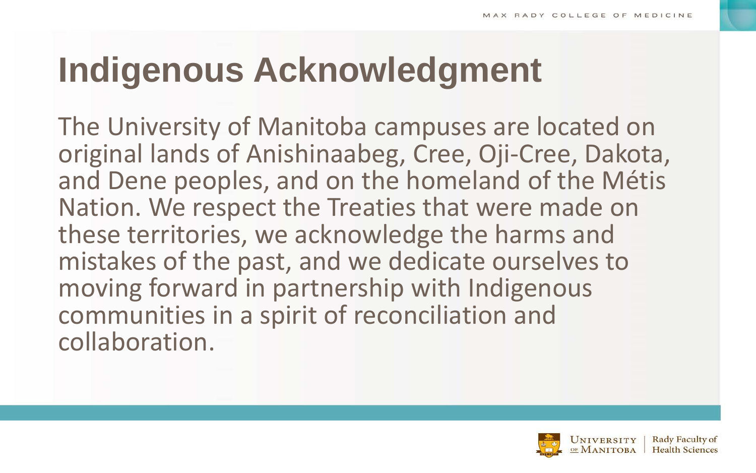# Indigenous Acknowledgment

The University of Manitoba campuses are located on original lands of Anishinaabeg, Cree, Oji-Cree, Dakota, and Dene peoples, and on the homeland of the Métis Nation. We respect the Treaties that were made on these territories, we acknowledge the harms and mistakes of the past, and we dedicate ourselves to moving forward in partnership with Indigenous communities in a spirit of reconciliation and collaboration.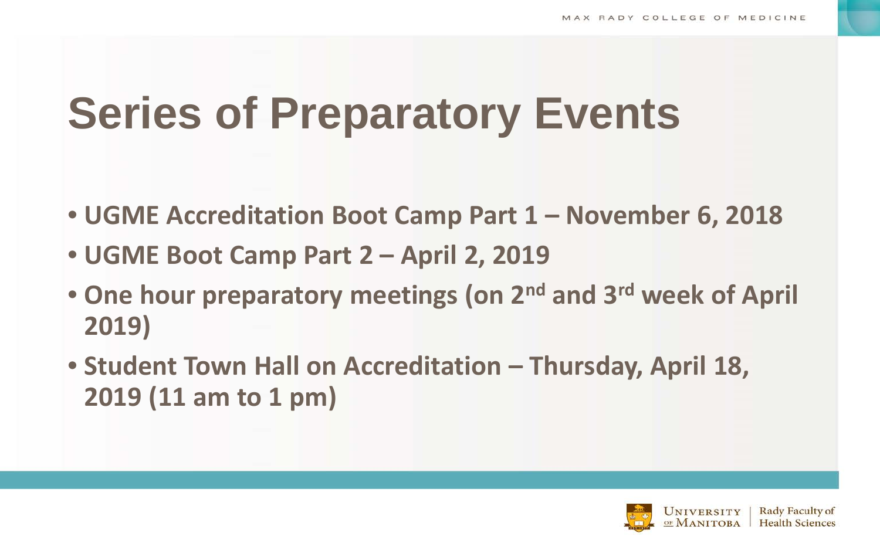# Series of Preparatory Events

- **UGME Accreditation Boot Camp Part 1 – November 6, 2018**
- **UGME Boot Camp Part 2 – April 2, 2019**
- **One hour preparatory meetings (on 2nd and 3rd week of April 2019)**
- **Student Town Hall on Accreditation – Thursday, April 18, 2019 (11 am to 1 pm)**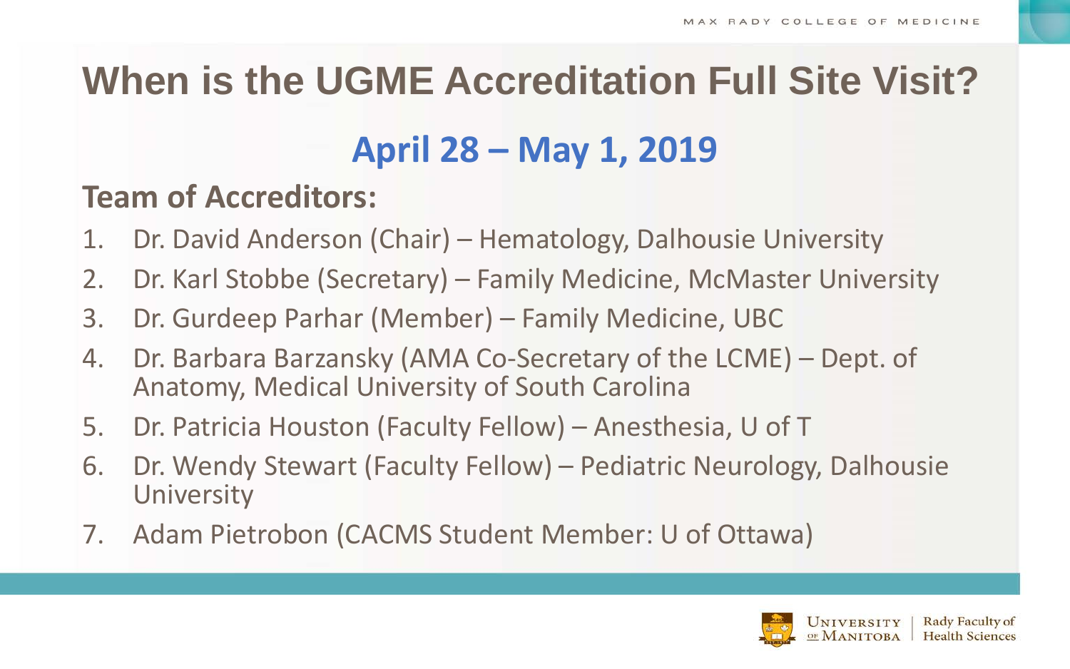# When is the UGME Accreditation Full Site Visit?

## April 28 – May 1, 2019

**Team of Accreditors:**

1. Dr. David Anderson (Chair) – Hematology, Dalhousie University
2. Dr. Karl Stobbe (Secretary) – Family Medicine, McMaster University
3. Dr. Gurdeep Parhar (Member) – Family Medicine, UBC
4. Dr. Barbara Barzansky (AMA Co-Secretary of the LCME) – Dept. of Anatomy, Medical University of South Carolina
5. Dr. Patricia Houston (Faculty Fellow) – Anesthesia, U of T
6. Dr. Wendy Stewart (Faculty Fellow) – Pediatric Neurology, Dalhousie University
7. Adam Pietrobon (CACMS Student Member: U of Ottawa)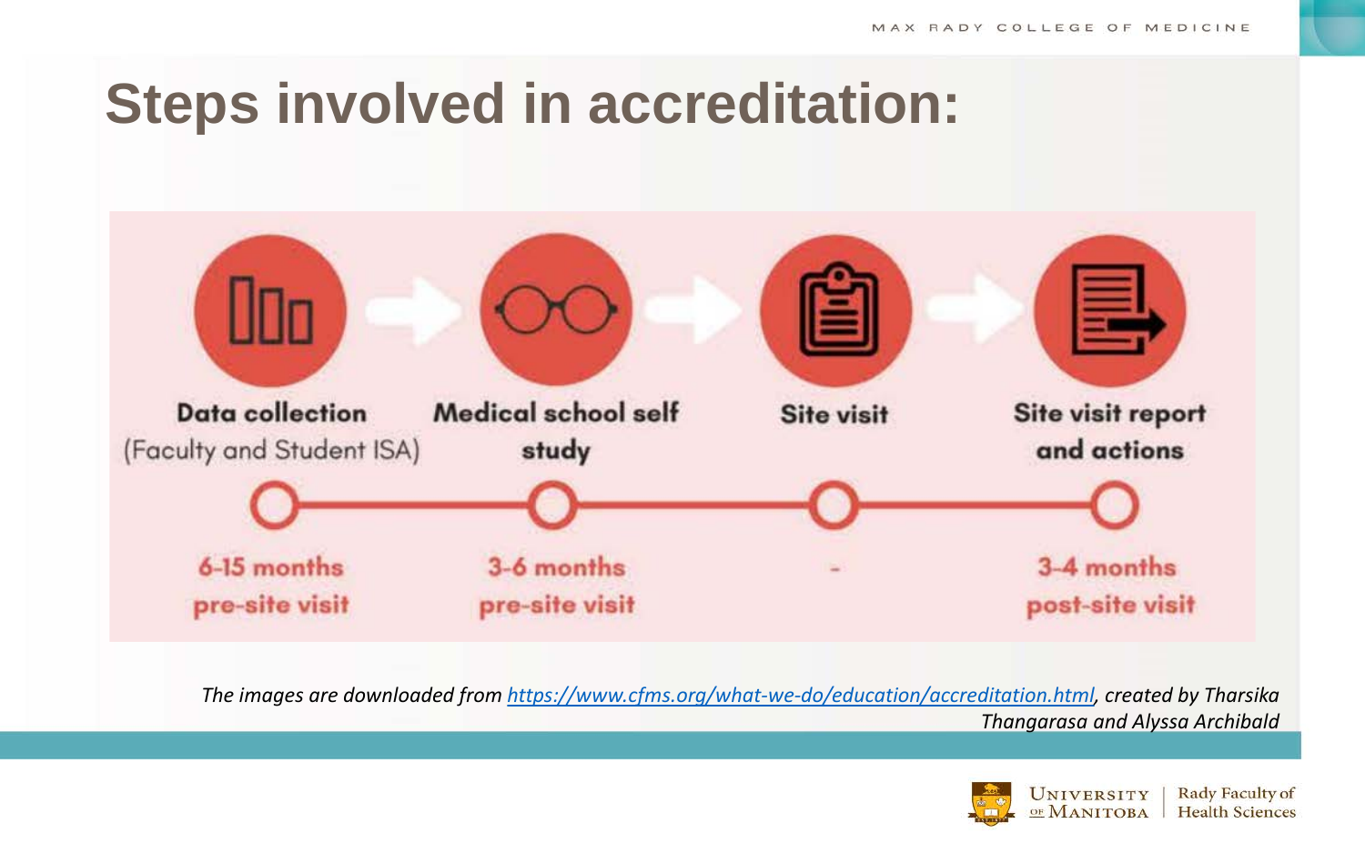# Steps involved in accreditation:

| Data collection (Faculty and Student ISA) | Medical school self study | Site visit | Site visit report and actions |
| --- | --- | --- | --- |
| 6-15 months pre-site visit | 3-6 months pre-site visit | - | 3-4 months post-site visit |

*The images are downloaded from [https://www.cfms.org/what-we-do/education/accreditation.html](https://www.cfms.org/what-we-do/education/accreditation.html), created by Tharsika Thangarasa and Alyssa Archibald*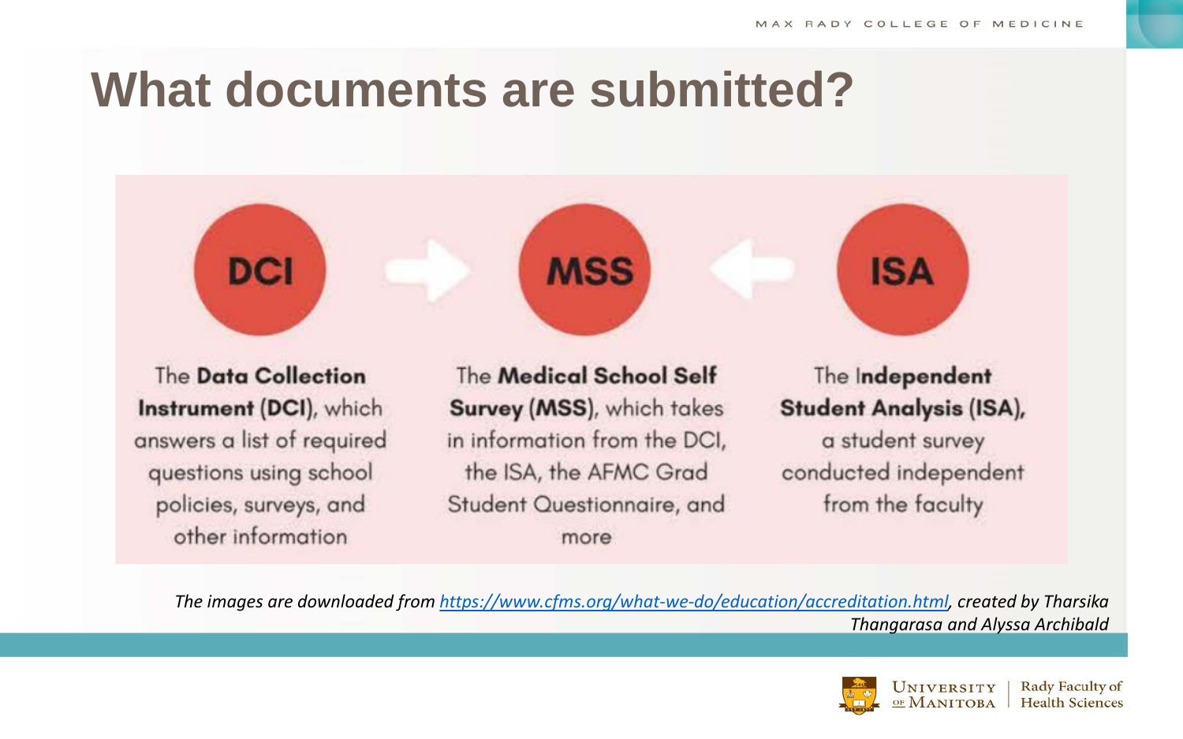# What documents are submitted?

**DCI**

The **Data Collection Instrument (DCI)**, which answers a list of required questions using school policies, surveys, and other information

**MSS**

The **Medical School Self Survey (MSS)**, which takes in information from the DCI, the ISA, the AFMC Grad Student Questionnaire, and more

**ISA**

The I**ndependent Student Analysis (ISA),** a student survey conducted independent from the faculty

*The images are downloaded from https://www.cfms.org/what-we-do/education/accreditation.html, created by Tharsika Thangarasa and Alyssa Archibald*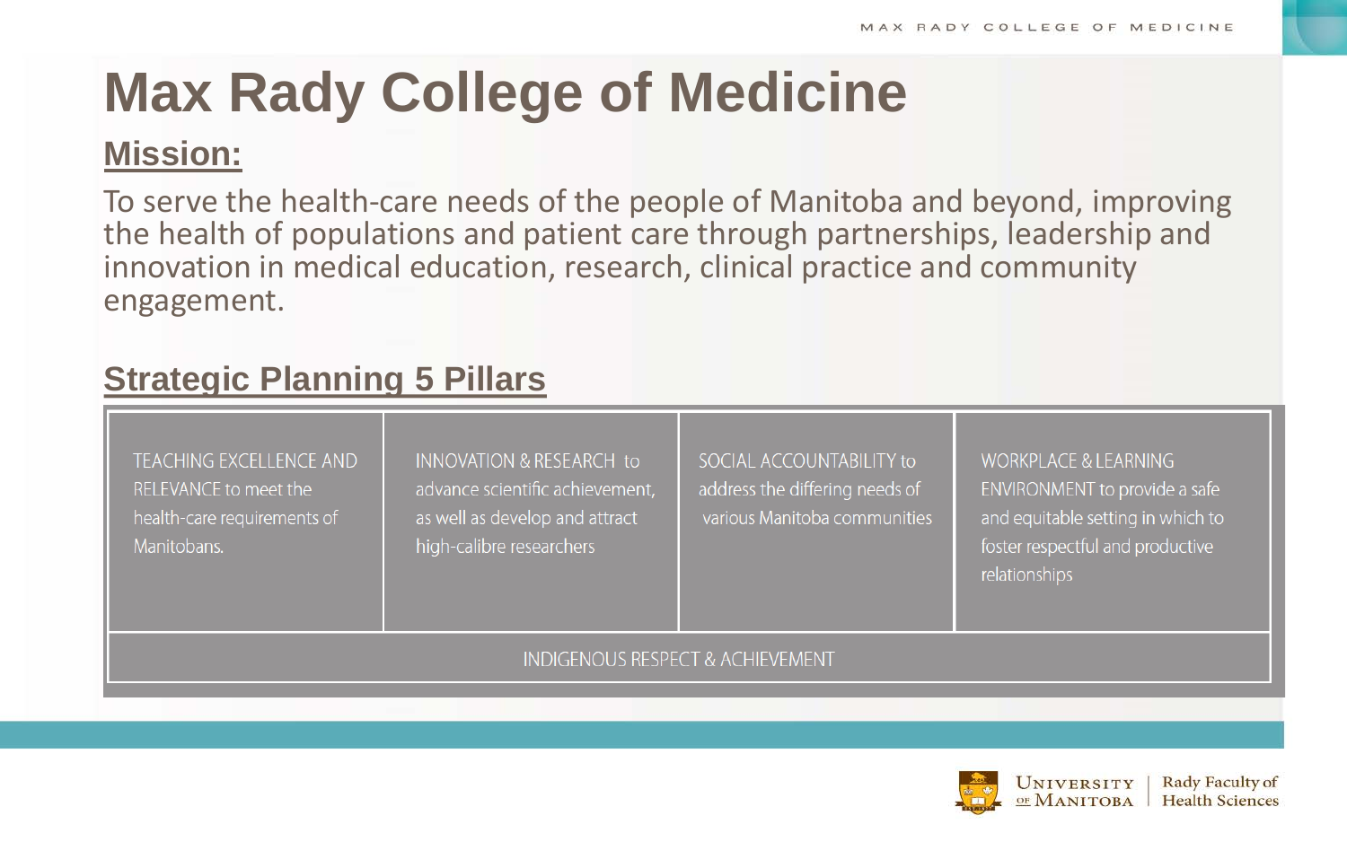# Max Rady College of Medicine

## Mission:

To serve the health-care needs of the people of Manitoba and beyond, improving the health of populations and patient care through partnerships, leadership and innovation in medical education, research, clinical practice and community engagement.

## Strategic Planning 5 Pillars

| TEACHING EXCELLENCE AND RELEVANCE to meet the health-care requirements of Manitobans. | INNOVATION & RESEARCH to advance scientific achievement, as well as develop and attract high-calibre researchers | SOCIAL ACCOUNTABILITY to address the differing needs of various Manitoba communities | WORKPLACE & LEARNING ENVIRONMENT to provide a safe and equitable setting in which to foster respectful and productive relationships |
|---|---|---|---|
| INDIGENOUS RESPECT & ACHIEVEMENT | | | |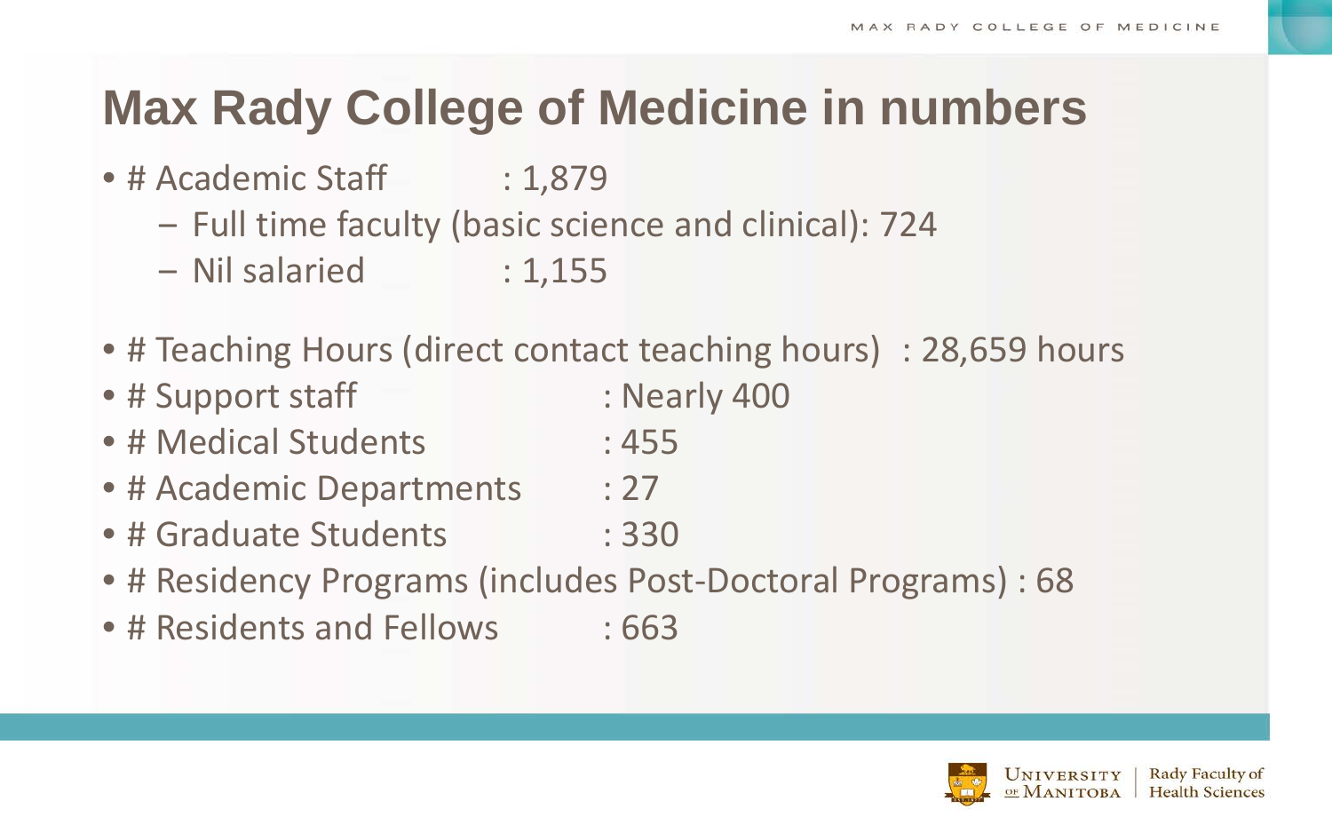# Max Rady College of Medicine in numbers

- # Academic Staff : 1,879
  - Full time faculty (basic science and clinical): 724
  - Nil salaried : 1,155
- # Teaching Hours (direct contact teaching hours) : 28,659 hours
- # Support staff : Nearly 400
- # Medical Students : 455
- # Academic Departments : 27
- # Graduate Students : 330
- # Residency Programs (includes Post-Doctoral Programs) : 68
- # Residents and Fellows : 663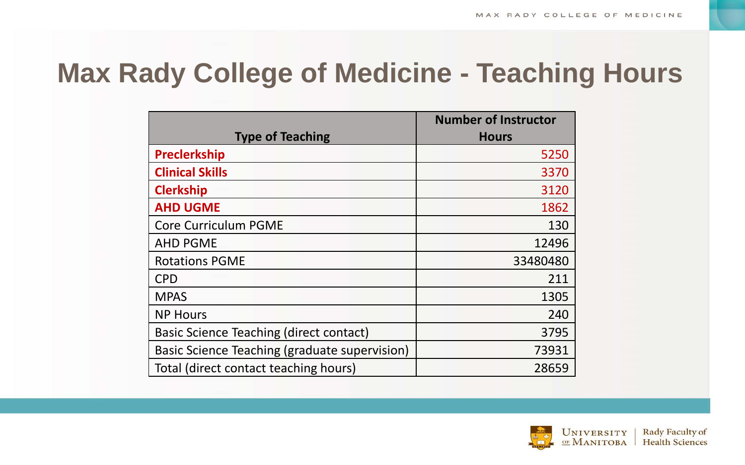# Max Rady College of Medicine - Teaching Hours

| Type of Teaching | Number of Instructor Hours |
|---|---|
| **Preclerkship** | 5250 |
| **Clinical Skills** | 3370 |
| **Clerkship** | 3120 |
| **AHD UGME** | 1862 |
| Core Curriculum PGME | 130 |
| AHD PGME | 12496 |
| Rotations PGME | 33480480 |
| CPD | 211 |
| MPAS | 1305 |
| NP Hours | 240 |
| Basic Science Teaching (direct contact) | 3795 |
| Basic Science Teaching (graduate supervision) | 73931 |
| Total (direct contact teaching hours) | 28659 |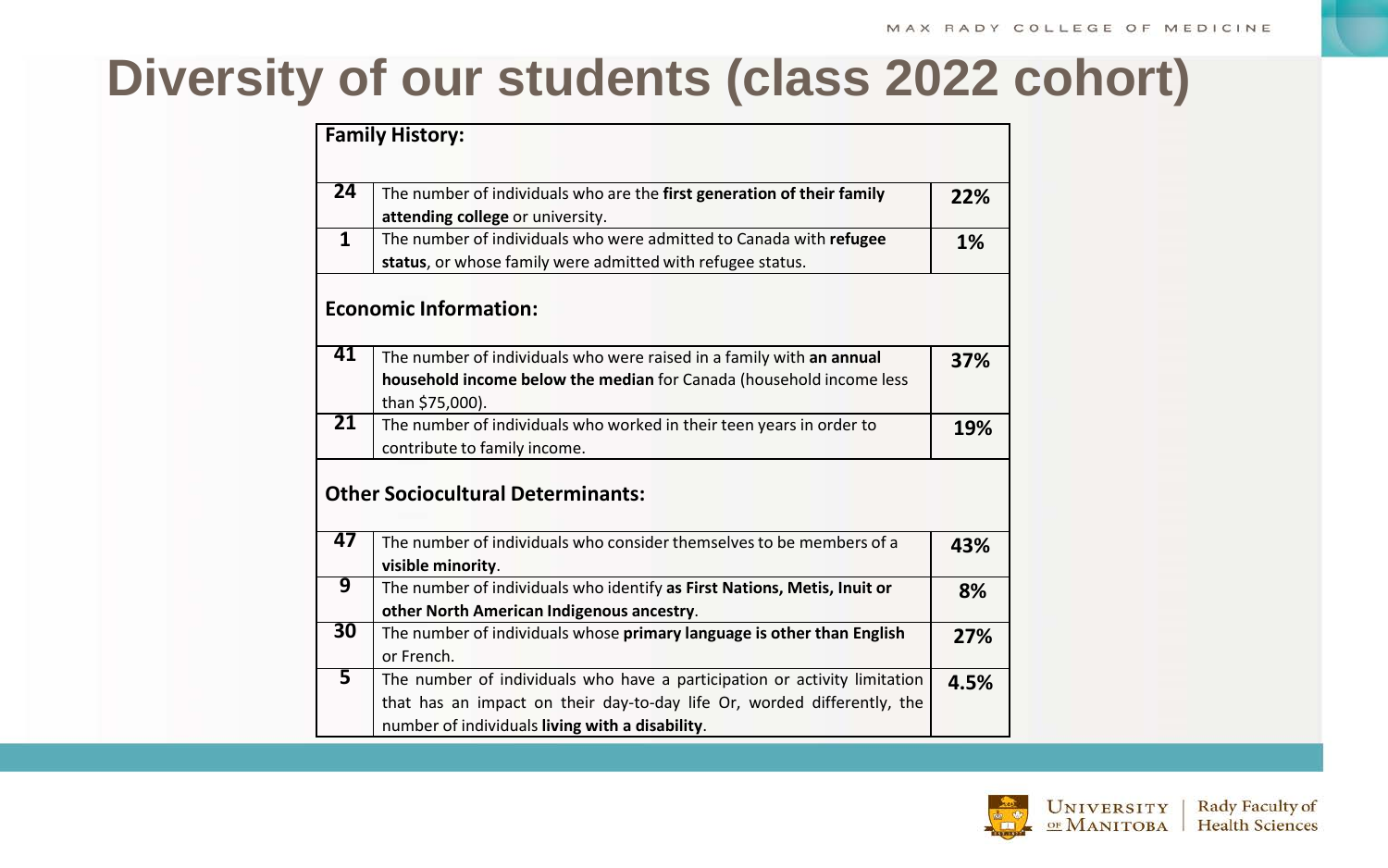# Diversity of our students (class 2022 cohort)

| **Family History:** | | |
|---|---|---|
| **24** | The number of individuals who are the **first generation of their family attending college** or university. | **22%** |
| **1** | The number of individuals who were admitted to Canada with **refugee status**, or whose family were admitted with refugee status. | **1%** |
| **Economic Information:** | | |
| **41** | The number of individuals who were raised in a family with **an annual household income below the median** for Canada (household income less than $75,000). | **37%** |
| **21** | The number of individuals who worked in their teen years in order to contribute to family income. | **19%** |
| **Other Sociocultural Determinants:** | | |
| **47** | The number of individuals who consider themselves to be members of a **visible minority**. | **43%** |
| **9** | The number of individuals who identify **as First Nations, Metis, Inuit or other North American Indigenous ancestry**. | **8%** |
| **30** | The number of individuals whose **primary language is other than English** or French. | **27%** |
| **5** | The number of individuals who have a participation or activity limitation that has an impact on their day-to-day life Or, worded differently, the number of individuals **living with a disability**. | **4.5%** |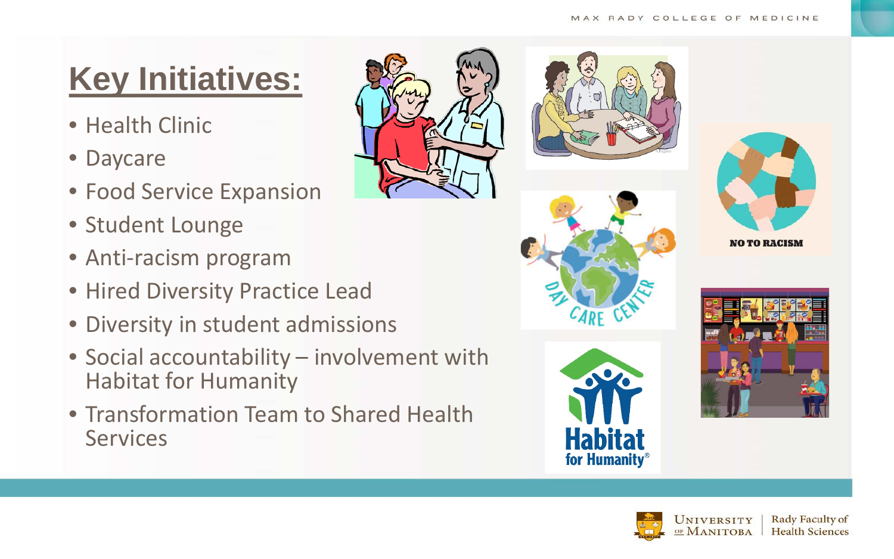# Key Initiatives:

- Health Clinic
- Daycare
- Food Service Expansion
- Student Lounge
- Anti-racism program
- Hired Diversity Practice Lead
- Diversity in student admissions
- Social accountability – involvement with Habitat for Humanity
- Transformation Team to Shared Health Services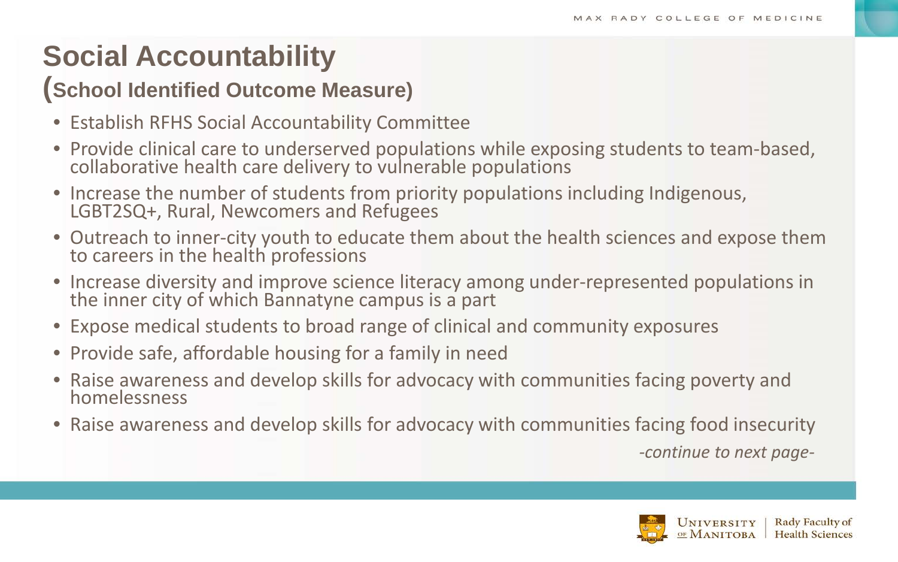# Social Accountability

## (School Identified Outcome Measure)

- Establish RFHS Social Accountability Committee
- Provide clinical care to underserved populations while exposing students to team-based, collaborative health care delivery to vulnerable populations
- Increase the number of students from priority populations including Indigenous, LGBT2SQ+, Rural, Newcomers and Refugees
- Outreach to inner-city youth to educate them about the health sciences and expose them to careers in the health professions
- Increase diversity and improve science literacy among under-represented populations in the inner city of which Bannatyne campus is a part
- Expose medical students to broad range of clinical and community exposures
- Provide safe, affordable housing for a family in need
- Raise awareness and develop skills for advocacy with communities facing poverty and homelessness
- Raise awareness and develop skills for advocacy with communities facing food insecurity

*-continue to next page-*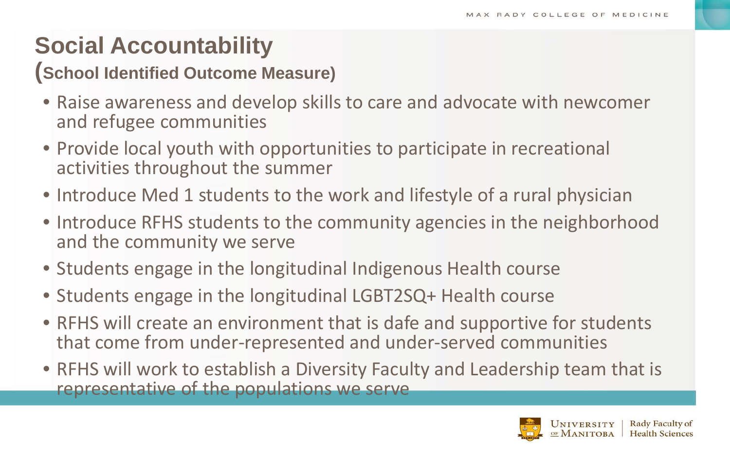# Social Accountability
## (School Identified Outcome Measure)

- Raise awareness and develop skills to care and advocate with newcomer and refugee communities
- Provide local youth with opportunities to participate in recreational activities throughout the summer
- Introduce Med 1 students to the work and lifestyle of a rural physician
- Introduce RFHS students to the community agencies in the neighborhood and the community we serve
- Students engage in the longitudinal Indigenous Health course
- Students engage in the longitudinal LGBT2SQ+ Health course
- RFHS will create an environment that is dafe and supportive for students that come from under-represented and under-served communities
- RFHS will work to establish a Diversity Faculty and Leadership team that is representative of the populations we serve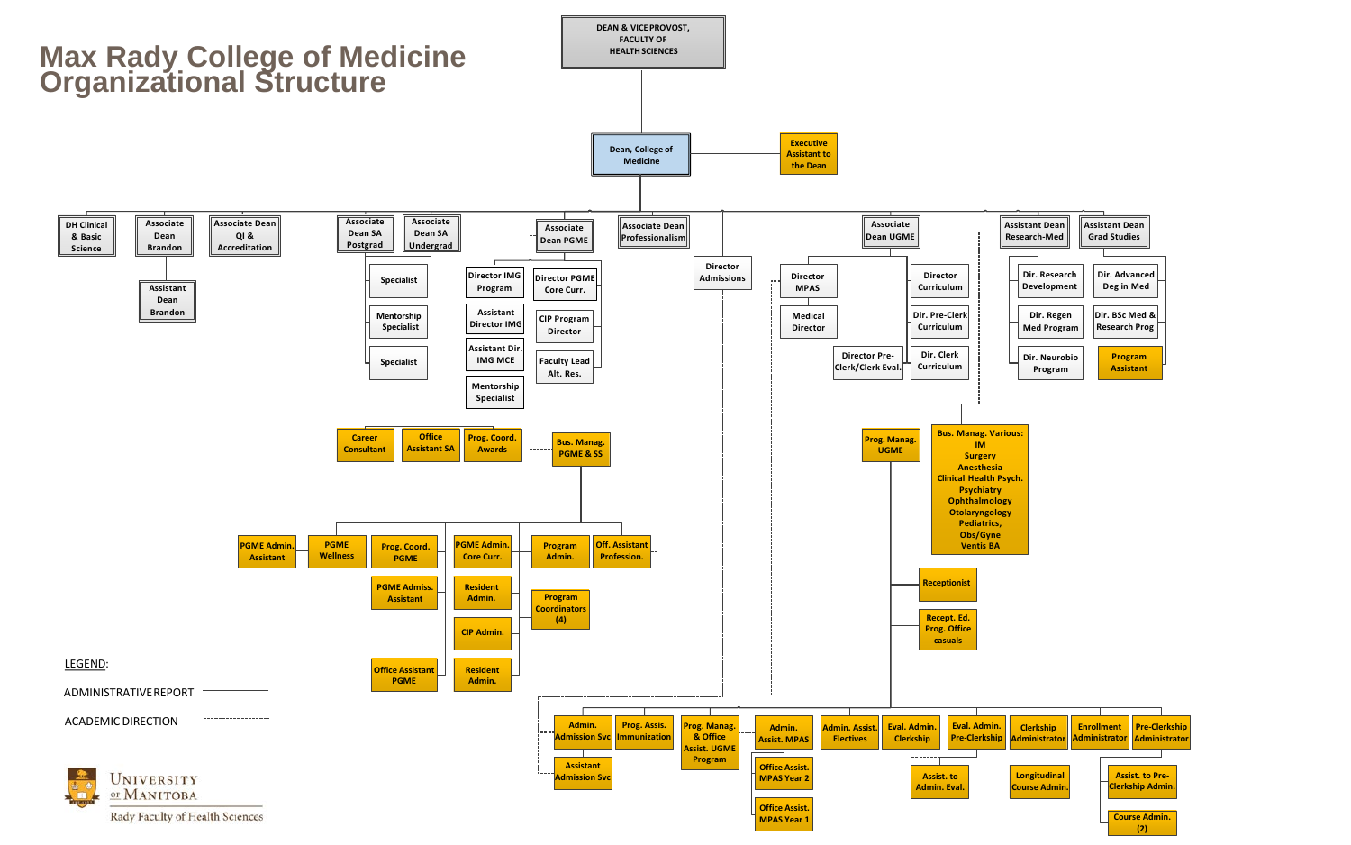# Max Rady College of Medicine Organizational Structure

- **DEAN & VICE PROVOST, FACULTY OF HEALTH SCIENCES**
  - **Dean, College of Medicine**
    - Executive Assistant to the Dean
    - DH Clinical & Basic Science
    - Associate Dean Brandon
      - Assistant Dean Brandon
    - Associate Dean QI & Accreditation
    - Associate Dean SA Postgrad
      - Specialist
      - Mentorship Specialist
      - Specialist
    - Associate Dean SA Undergrad
      - Career Consultant
      - Office Assistant SA
      - Prog. Coord. Awards
    - Associate Dean PGME
      - Director IMG Program
        - Assistant Director IMG
        - Assistant Dir. IMG MCE
        - Mentorship Specialist
      - Director PGME Core Curr.
        - CIP Program Director
        - Faculty Lead Alt. Res.
      - Bus. Manag. PGME & SS
        - PGME Admin. Assistant
        - PGME Wellness
        - Prog. Coord. PGME
        - PGME Admiss. Assistant
        - Office Assistant PGME
        - PGME Admin. Core Curr.
        - Resident Admin.
        - CIP Admin.
        - Resident Admin.
        - Program Admin.
        - Program Coordinators (4)
        - Off. Assistant Profession.
    - Associate Dean Professionalism
    - Director Admissions
      - Admin. Admission Svc
      - Assistant Admission Svc
    - Associate Dean UGME
      - Director MPAS
      - Medical Director
      - Director Pre-Clerk/Clerk Eval.
      - Director Curriculum
      - Dir. Pre-Clerk Curriculum
      - Dir. Clerk Curriculum
      - Bus. Manag. Various: IM, Surgery, Anesthesia, Clinical Health Psych., Psychiatry, Ophthalmology, Otolaryngology, Pediatrics, Obs/Gyne, Ventis BA
      - Prog. Manag. UGME
        - Receptionist
        - Recept. Ed. Prog. Office casuals
        - Prog. Assis. Immunization
        - Prog. Manag. & Office Assist. UGME Program
        - Admin. Assist. MPAS
          - Office Assist. MPAS Year 2
          - Office Assist. MPAS Year 1
        - Admin. Assist. Electives
        - Eval. Admin. Clerkship
          - Assist. to Admin. Eval.
        - Eval. Admin. Pre-Clerkship
        - Clerkship Administrator
          - Longitudinal Course Admin.
        - Enrollment Administrator
        - Pre-Clerkship Administrator
          - Assist. to Pre-Clerkship Admin.
          - Course Admin. (2)
    - Assistant Dean Research-Med
      - Dir. Research Development
      - Dir. Regen Med Program
      - Dir. Neurobio Program
    - Assistant Dean Grad Studies
      - Dir. Advanced Deg in Med
      - Dir. BSc Med & Research Prog
      - Program Assistant

LEGEND:

ADMINISTRATIVE REPORT ————

ACADEMIC DIRECTION - - - - - -

University of Manitoba

Rady Faculty of Health Sciences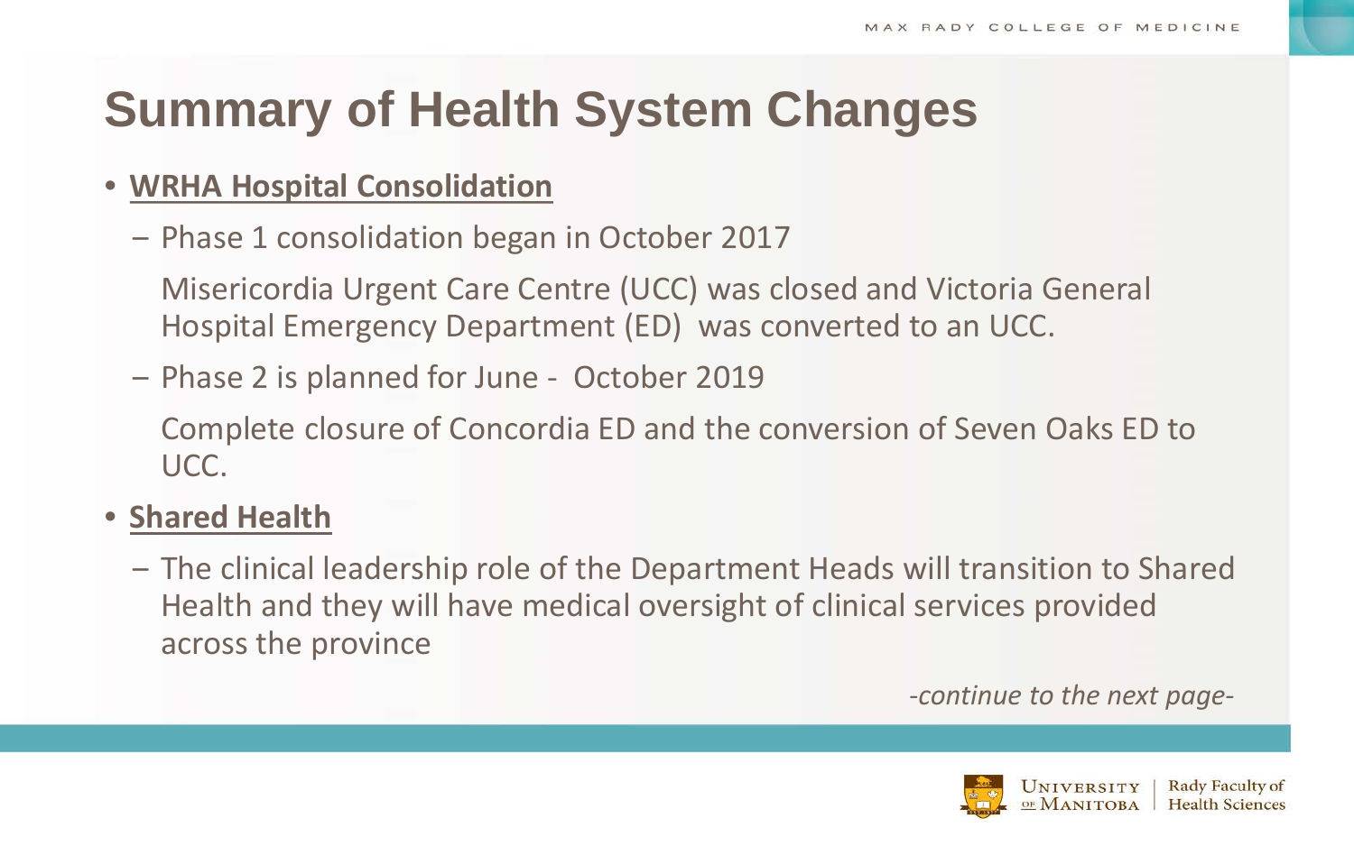# Summary of Health System Changes

- **WRHA Hospital Consolidation**
  - Phase 1 consolidation began in October 2017

    Misericordia Urgent Care Centre (UCC) was closed and Victoria General Hospital Emergency Department (ED) was converted to an UCC.

  - Phase 2 is planned for June - October 2019

    Complete closure of Concordia ED and the conversion of Seven Oaks ED to UCC.

- **Shared Health**
  - The clinical leadership role of the Department Heads will transition to Shared Health and they will have medical oversight of clinical services provided across the province

*-continue to the next page-*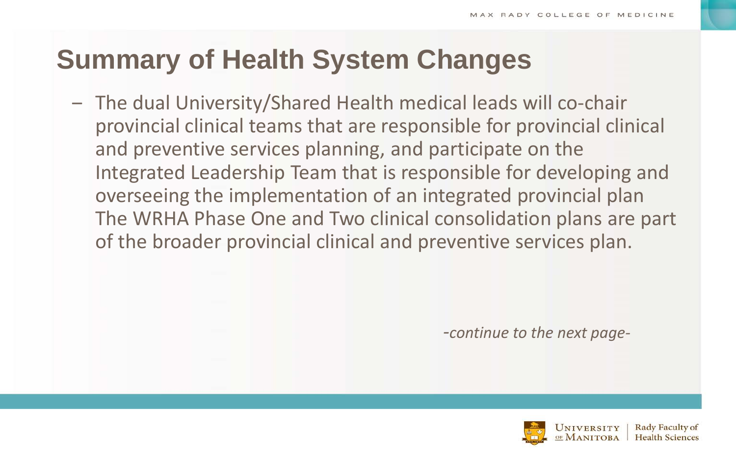# Summary of Health System Changes

- The dual University/Shared Health medical leads will co-chair provincial clinical teams that are responsible for provincial clinical and preventive services planning, and participate on the Integrated Leadership Team that is responsible for developing and overseeing the implementation of an integrated provincial plan The WRHA Phase One and Two clinical consolidation plans are part of the broader provincial clinical and preventive services plan.

*-continue to the next page-*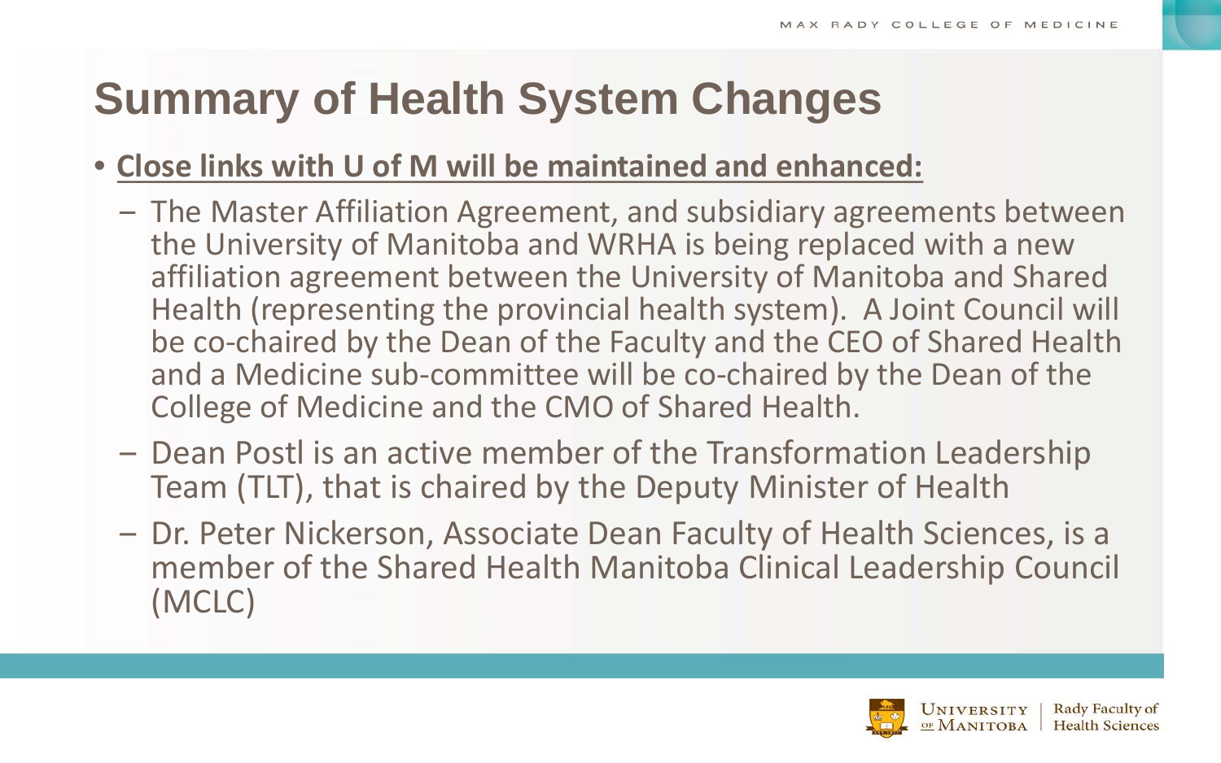# Summary of Health System Changes

- **Close links with U of M will be maintained and enhanced:**
  - The Master Affiliation Agreement, and subsidiary agreements between the University of Manitoba and WRHA is being replaced with a new affiliation agreement between the University of Manitoba and Shared Health (representing the provincial health system). A Joint Council will be co-chaired by the Dean of the Faculty and the CEO of Shared Health and a Medicine sub-committee will be co-chaired by the Dean of the College of Medicine and the CMO of Shared Health.
  - Dean Postl is an active member of the Transformation Leadership Team (TLT), that is chaired by the Deputy Minister of Health
  - Dr. Peter Nickerson, Associate Dean Faculty of Health Sciences, is a member of the Shared Health Manitoba Clinical Leadership Council (MCLC)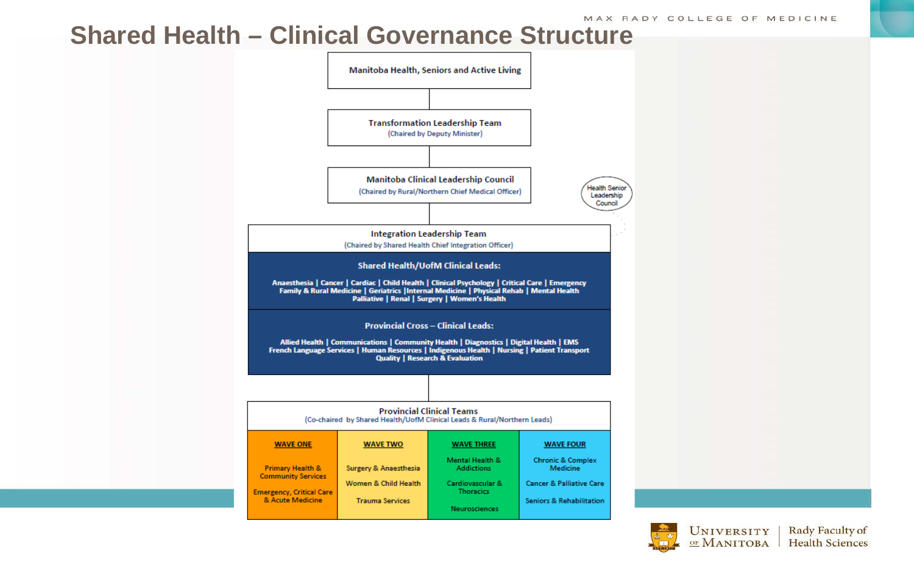# Shared Health – Clinical Governance Structure

**Manitoba Health, Seniors and Active Living**

**Transformation Leadership Team**
(Chaired by Deputy Minister)

**Manitoba Clinical Leadership Council**
(Chaired by Rural/Northern Chief Medical Officer)

Health Senior Leadership Council

**Integration Leadership Team**
(Chaired by Shared Health Chief Integration Officer)

**Shared Health/UofM Clinical Leads:**

Anaesthesia | Cancer | Cardiac | Child Health | Clinical Psychology | Critical Care | Emergency
Family & Rural Medicine | Geriatrics | Internal Medicine | Physical Rehab | Mental Health
Palliative | Renal | Surgery | Women's Health

**Provincial Cross – Clinical Leads:**

Allied Health | Communications | Community Health | Diagnostics | Digital Health | EMS
French Language Services | Human Resources | Indigenous Health | Nursing | Patient Transport
Quality | Research & Evaluation

**Provincial Clinical Teams**
(Co-chaired by Shared Health/UofM Clinical Leads & Rural/Northern Leads)

| WAVE ONE | WAVE TWO | WAVE THREE | WAVE FOUR |
| --- | --- | --- | --- |
| Primary Health & Community Services | Surgery & Anaesthesia | Mental Health & Addictions | Chronic & Complex Medicine |
| Emergency, Critical Care & Acute Medicine | Women & Child Health | Cardiovascular & Thoracics | Cancer & Palliative Care |
| | Trauma Services | Neurosciences | Seniors & Rehabilitation |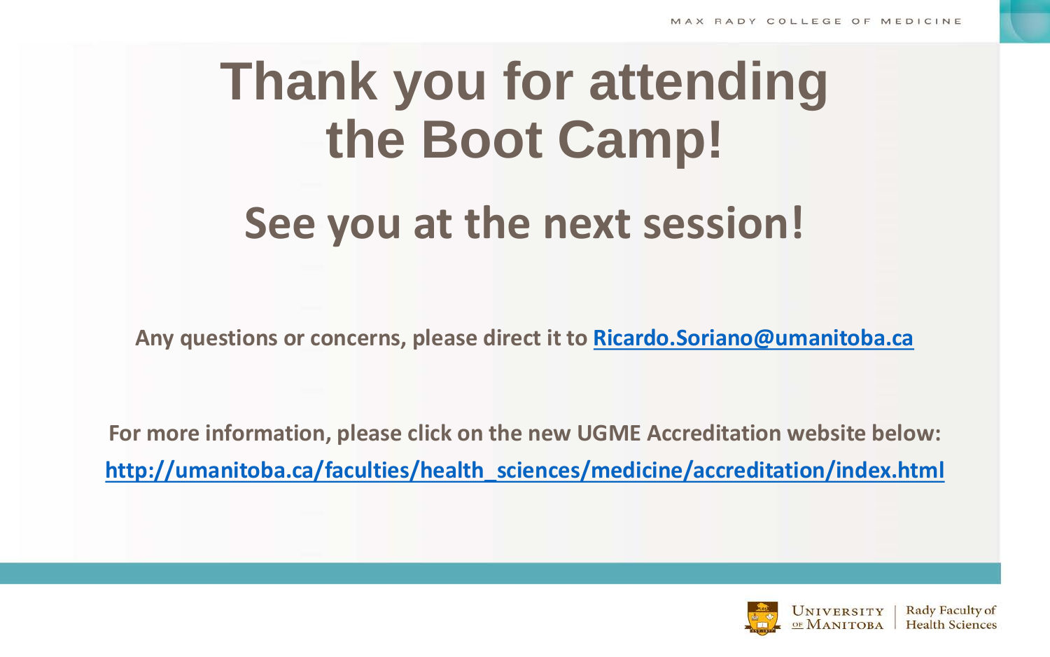# Thank you for attending the Boot Camp!

## See you at the next session!

**Any questions or concerns, please direct it to [Ricardo.Soriano@umanitoba.ca](mailto:Ricardo.Soriano@umanitoba.ca)**

**For more information, please click on the new UGME Accreditation website below:**

**[http://umanitoba.ca/faculties/health_sciences/medicine/accreditation/index.html](http://umanitoba.ca/faculties/health_sciences/medicine/accreditation/index.html)**